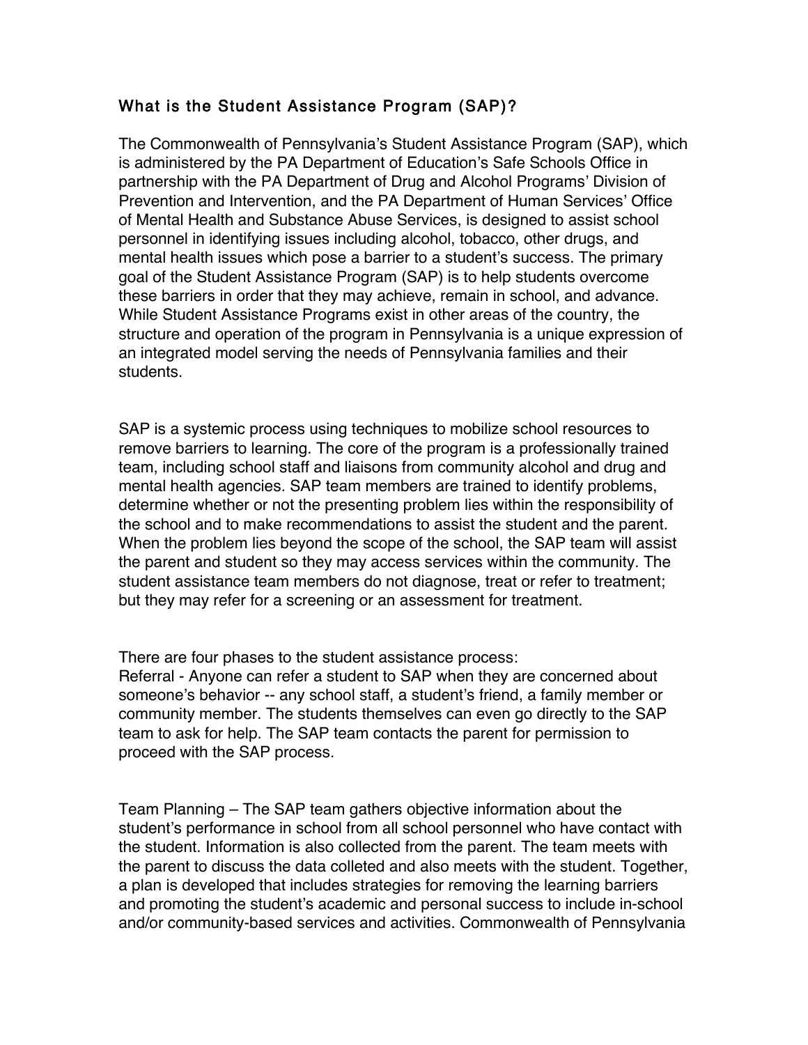## What is the Student Assistance Program (SAP)?

The Commonwealth of Pennsylvania's Student Assistance Program (SAP), which is administered by the PA Department of Education's Safe Schools Office in partnership with the PA Department of Drug and Alcohol Programs' Division of Prevention and Intervention, and the PA Department of Human Services' Office of Mental Health and Substance Abuse Services, is designed to assist school personnel in identifying issues including alcohol, tobacco, other drugs, and mental health issues which pose a barrier to a student's success. The primary goal of the Student Assistance Program (SAP) is to help students overcome these barriers in order that they may achieve, remain in school, and advance. While Student Assistance Programs exist in other areas of the country, the structure and operation of the program in Pennsylvania is a unique expression of an integrated model serving the needs of Pennsylvania families and their students.

SAP is a systemic process using techniques to mobilize school resources to remove barriers to learning. The core of the program is a professionally trained team, including school staff and liaisons from community alcohol and drug and mental health agencies. SAP team members are trained to identify problems, determine whether or not the presenting problem lies within the responsibility of the school and to make recommendations to assist the student and the parent. When the problem lies beyond the scope of the school, the SAP team will assist the parent and student so they may access services within the community. The student assistance team members do not diagnose, treat or refer to treatment; but they may refer for a screening or an assessment for treatment.

There are four phases to the student assistance process:
Referral - Anyone can refer a student to SAP when they are concerned about someone's behavior -- any school staff, a student's friend, a family member or community member. The students themselves can even go directly to the SAP team to ask for help. The SAP team contacts the parent for permission to proceed with the SAP process.

Team Planning – The SAP team gathers objective information about the student's performance in school from all school personnel who have contact with the student. Information is also collected from the parent. The team meets with the parent to discuss the data colleted and also meets with the student. Together, a plan is developed that includes strategies for removing the learning barriers and promoting the student's academic and personal success to include in-school and/or community-based services and activities. Commonwealth of Pennsylvania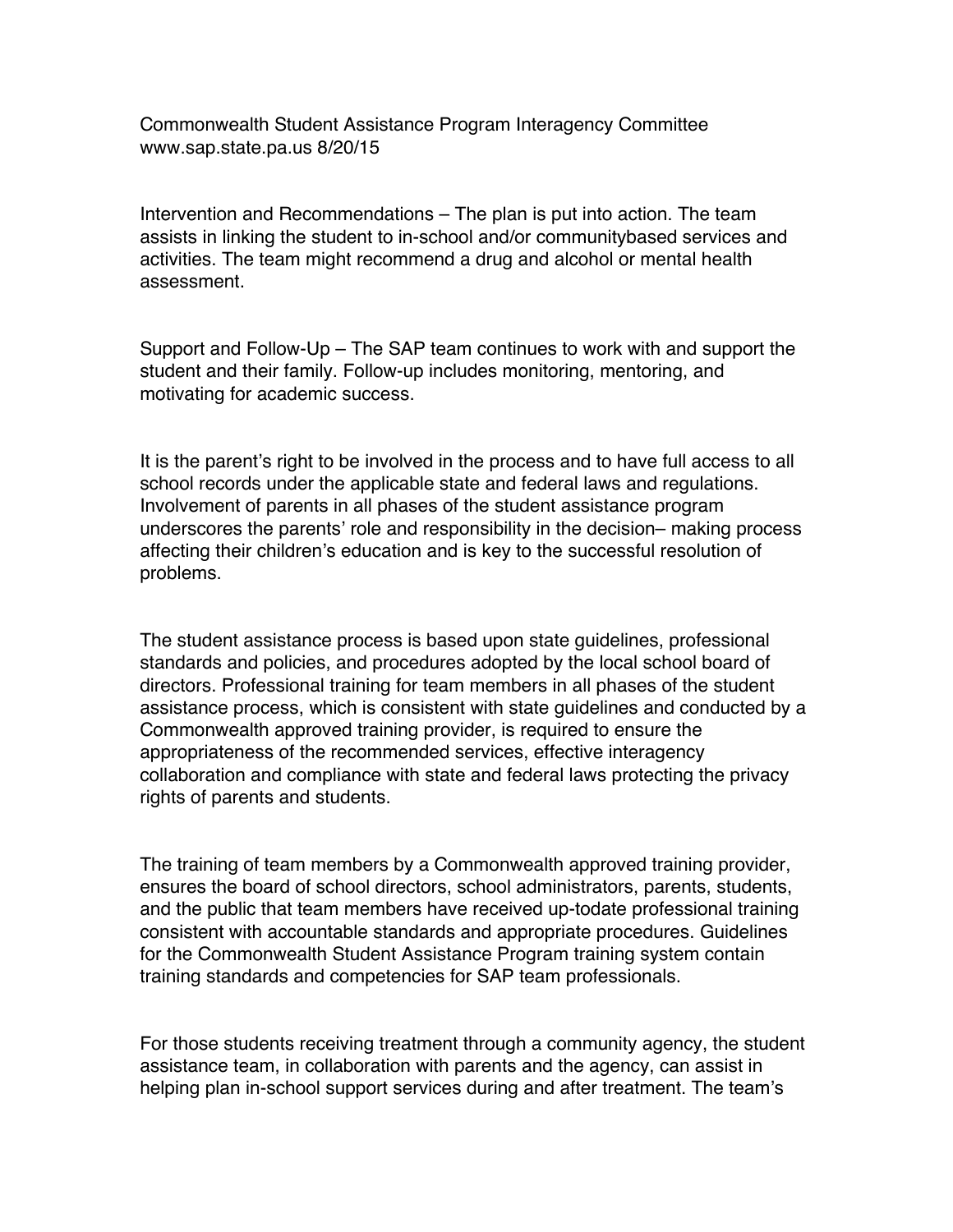Commonwealth Student Assistance Program Interagency Committee www.sap.state.pa.us 8/20/15

Intervention and Recommendations – The plan is put into action. The team assists in linking the student to in-school and/or communitybased services and activities. The team might recommend a drug and alcohol or mental health assessment.

Support and Follow-Up – The SAP team continues to work with and support the student and their family. Follow-up includes monitoring, mentoring, and motivating for academic success.

It is the parent's right to be involved in the process and to have full access to all school records under the applicable state and federal laws and regulations. Involvement of parents in all phases of the student assistance program underscores the parents' role and responsibility in the decision– making process affecting their children's education and is key to the successful resolution of problems.

The student assistance process is based upon state guidelines, professional standards and policies, and procedures adopted by the local school board of directors. Professional training for team members in all phases of the student assistance process, which is consistent with state guidelines and conducted by a Commonwealth approved training provider, is required to ensure the appropriateness of the recommended services, effective interagency collaboration and compliance with state and federal laws protecting the privacy rights of parents and students.

The training of team members by a Commonwealth approved training provider, ensures the board of school directors, school administrators, parents, students, and the public that team members have received up-todate professional training consistent with accountable standards and appropriate procedures. Guidelines for the Commonwealth Student Assistance Program training system contain training standards and competencies for SAP team professionals.

For those students receiving treatment through a community agency, the student assistance team, in collaboration with parents and the agency, can assist in helping plan in-school support services during and after treatment. The team's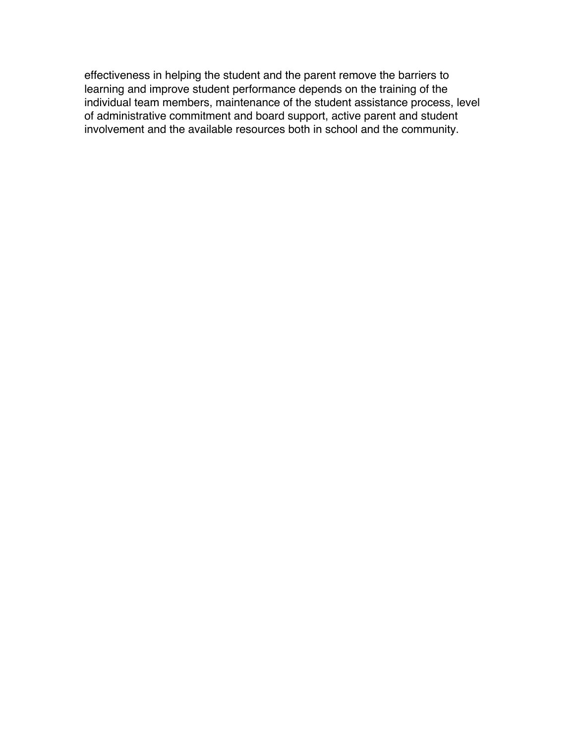effectiveness in helping the student and the parent remove the barriers to learning and improve student performance depends on the training of the individual team members, maintenance of the student assistance process, level of administrative commitment and board support, active parent and student involvement and the available resources both in school and the community.